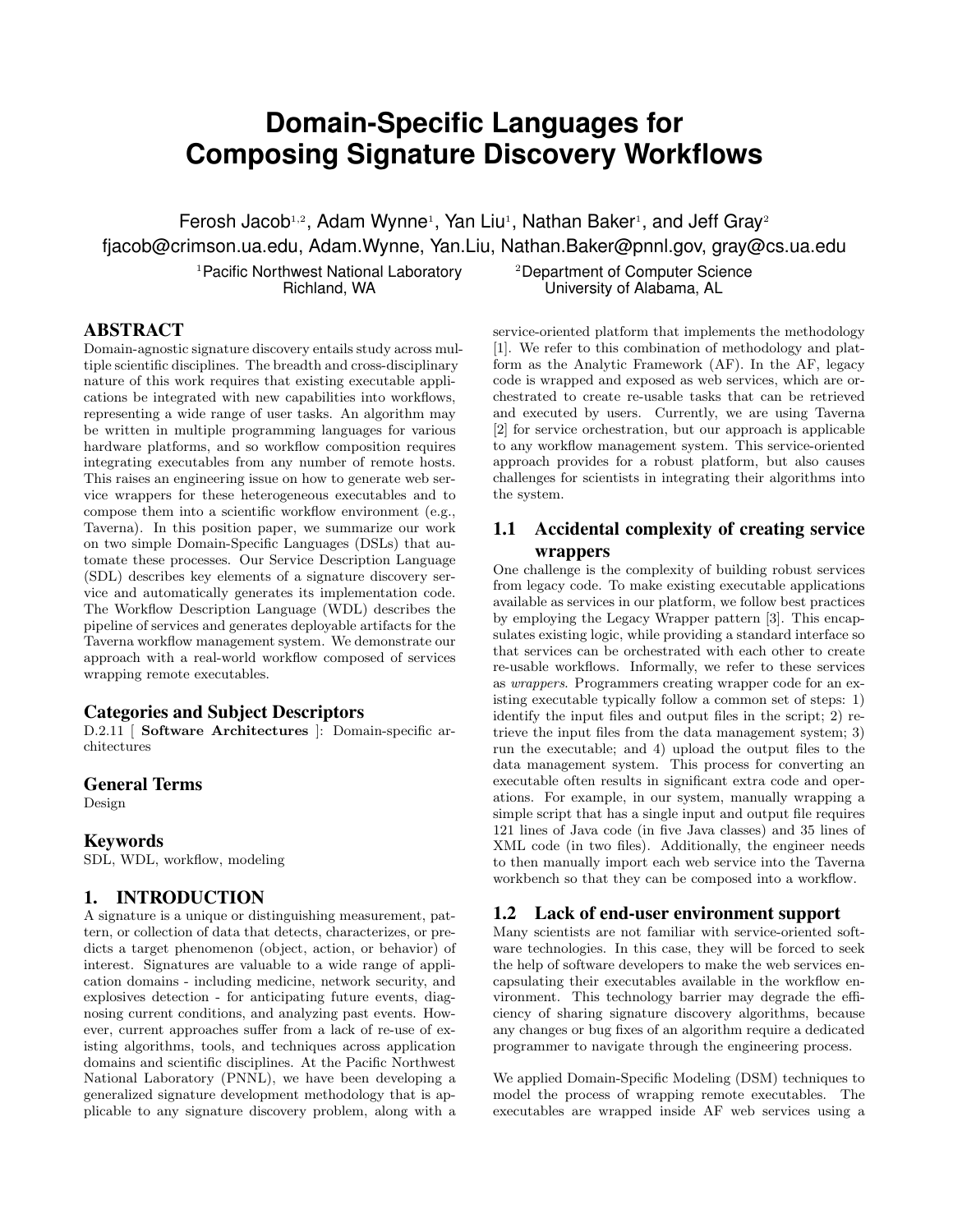# Domain-Specific Languages for Composing Signature Discovery Workflows

Ferosh Jacob[1,2], Adam Wynne[1], Yan Liu[1], Nathan Baker[1], and Jeff Gray[2]
fjacob@crimson.ua.edu, Adam.Wynne, Yan.Liu, Nathan.Baker@pnnl.gov, gray@cs.ua.edu

[1]Pacific Northwest National Laboratory
Richland, WA

[2]Department of Computer Science
University of Alabama, AL

## ABSTRACT

Domain-agnostic signature discovery entails study across multiple scientific disciplines. The breadth and cross-disciplinary nature of this work requires that existing executable applications be integrated with new capabilities into workflows, representing a wide range of user tasks. An algorithm may be written in multiple programming languages for various hardware platforms, and so workflow composition requires integrating executables from any number of remote hosts. This raises an engineering issue on how to generate web service wrappers for these heterogeneous executables and to compose them into a scientific workflow environment (e.g., Taverna). In this position paper, we summarize our work on two simple Domain-Specific Languages (DSLs) that automate these processes. Our Service Description Language (SDL) describes key elements of a signature discovery service and automatically generates its implementation code. The Workflow Description Language (WDL) describes the pipeline of services and generates deployable artifacts for the Taverna workflow management system. We demonstrate our approach with a real-world workflow composed of services wrapping remote executables.

### Categories and Subject Descriptors

D.2.11 [ **Software Architectures** ]: Domain-specific architectures

### General Terms

Design

### Keywords

SDL, WDL, workflow, modeling

## 1. INTRODUCTION

A signature is a unique or distinguishing measurement, pattern, or collection of data that detects, characterizes, or predicts a target phenomenon (object, action, or behavior) of interest. Signatures are valuable to a wide range of application domains - including medicine, network security, and explosives detection - for anticipating future events, diagnosing current conditions, and analyzing past events. However, current approaches suffer from a lack of re-use of existing algorithms, tools, and techniques across application domains and scientific disciplines. At the Pacific Northwest National Laboratory (PNNL), we have been developing a generalized signature development methodology that is applicable to any signature discovery problem, along with a service-oriented platform that implements the methodology [1]. We refer to this combination of methodology and platform as the Analytic Framework (AF). In the AF, legacy code is wrapped and exposed as web services, which are orchestrated to create re-usable tasks that can be retrieved and executed by users. Currently, we are using Taverna [2] for service orchestration, but our approach is applicable to any workflow management system. This service-oriented approach provides for a robust platform, but also causes challenges for scientists in integrating their algorithms into the system.

### 1.1 Accidental complexity of creating service wrappers

One challenge is the complexity of building robust services from legacy code. To make existing executable applications available as services in our platform, we follow best practices by employing the Legacy Wrapper pattern [3]. This encapsulates existing logic, while providing a standard interface so that services can be orchestrated with each other to create re-usable workflows. Informally, we refer to these services as *wrappers*. Programmers creating wrapper code for an existing executable typically follow a common set of steps: 1) identify the input files and output files in the script; 2) retrieve the input files from the data management system; 3) run the executable; and 4) upload the output files to the data management system. This process for converting an executable often results in significant extra code and operations. For example, in our system, manually wrapping a simple script that has a single input and output file requires 121 lines of Java code (in five Java classes) and 35 lines of XML code (in two files). Additionally, the engineer needs to then manually import each web service into the Taverna workbench so that they can be composed into a workflow.

### 1.2 Lack of end-user environment support

Many scientists are not familiar with service-oriented software technologies. In this case, they will be forced to seek the help of software developers to make the web services encapsulating their executables available in the workflow environment. This technology barrier may degrade the efficiency of sharing signature discovery algorithms, because any changes or bug fixes of an algorithm require a dedicated programmer to navigate through the engineering process.

We applied Domain-Specific Modeling (DSM) techniques to model the process of wrapping remote executables. The executables are wrapped inside AF web services using a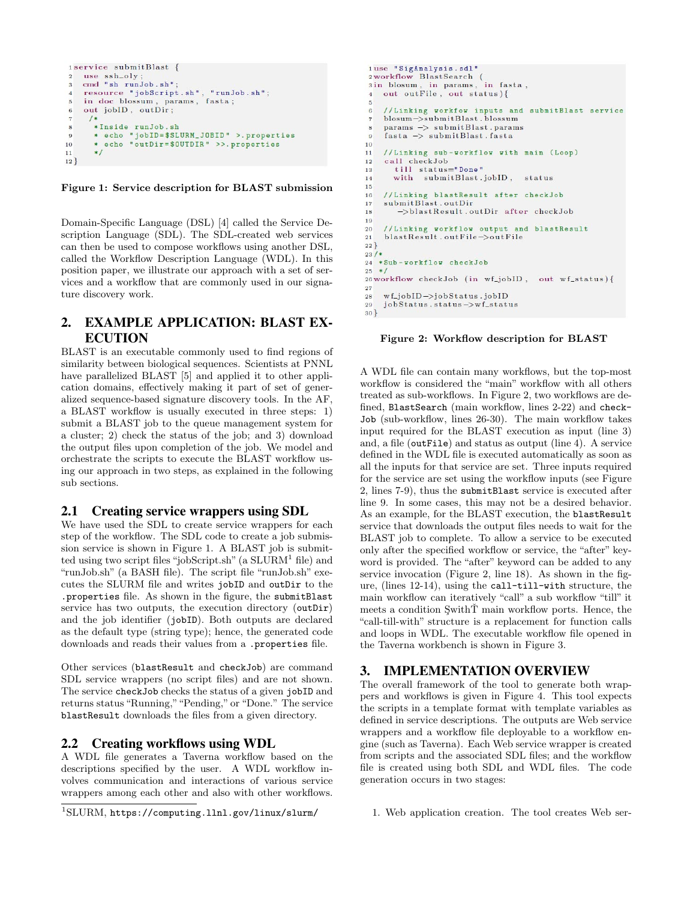```
1 service submitBlast {
2   use ssh_oly;
3   cmd "sh runJob.sh";
4   resource "jobScript.sh", "runJob.sh";
5   in doc blossum, params, fasta;
6   out jobID, outDir;
7    /*
8     *Inside runJob.sh
9     * echo "jobID=$SLURM_JOBID" >.properties
10    * echo "outDir=$OUTDIR" >>.properties
11    */
12 }
```

**Figure 1: Service description for BLAST submission**

Domain-Specific Language (DSL) [4] called the Service Description Language (SDL). The SDL-created web services can then be used to compose workflows using another DSL, called the Workflow Description Language (WDL). In this position paper, we illustrate our approach with a set of services and a workflow that are commonly used in our signature discovery work.

## 2. EXAMPLE APPLICATION: BLAST EXECUTION

BLAST is an executable commonly used to find regions of similarity between biological sequences. Scientists at PNNL have parallelized BLAST [5] and applied it to other application domains, effectively making it part of set of generalized sequence-based signature discovery tools. In the AF, a BLAST workflow is usually executed in three steps: 1) submit a BLAST job to the queue management system for a cluster; 2) check the status of the job; and 3) download the output files upon completion of the job. We model and orchestrate the scripts to execute the BLAST workflow using our approach in two steps, as explained in the following sub sections.

### 2.1 Creating service wrappers using SDL

We have used the SDL to create service wrappers for each step of the workflow. The SDL code to create a job submission service is shown in Figure 1. A BLAST job is submitted using two script files "jobScript.sh" (a SLURM[1] file) and "runJob.sh" (a BASH file). The script file "runJob.sh" executes the SLURM file and writes `jobID` and `outDir` to the `.properties` file. As shown in the figure, the `submitBlast` service has two outputs, the execution directory (`outDir`) and the job identifier (`jobID`). Both outputs are declared as the default type (string type); hence, the generated code downloads and reads their values from a `.properties` file.

Other services (`blastResult` and `checkJob`) are command SDL service wrappers (no script files) and are not shown. The service `checkJob` checks the status of a given `jobID` and returns status "Running," "Pending," or "Done." The service `blastResult` downloads the files from a given directory.

### 2.2 Creating workflows using WDL

A WDL file generates a Taverna workflow based on the descriptions specified by the user. A WDL workflow involves communication and interactions of various service wrappers among each other and also with other workflows.

[1] SLURM, https://computing.llnl.gov/linux/slurm/

```
1 use "SigAnalysis.sdl"
2 workflow BlastSearch (
3 in blosum, in params, in fasta,
4   out outFile, out status){
5
6   //Linking workfow inputs and submitBlast service
7   blosum->submitBlast.blossum
8   params -> submitBlast.params
9   fasta -> submitBlast.fasta
10
11  //Linking sub-workflow with main (Loop)
12  call checkJob
13    till status="Done"
14    with  submitBlast.jobID,  status
15
16  //Linking blastResult after checkJob
17  submitBlast.outDir
18     ->blastResult.outDir after checkJob
19
20  //Linking workflow output and blastResult
21  blastResult.outFile->outFile
22 }
23 /*
24  *Sub-workflow checkJob
25  */
26 workflow checkJob (in wf_jobID,  out wf_status){
27
28  wf_jobID->jobStatus.jobID
29  jobStatus.status->wf_status
30 }
```

**Figure 2: Workflow description for BLAST**

A WDL file can contain many workflows, but the top-most workflow is considered the "main" workflow with all others treated as sub-workflows. In Figure 2, two workflows are defined, `BlastSearch` (main workflow, lines 2-22) and `checkJob` (sub-workflow, lines 26-30). The main workflow takes input required for the BLAST execution as input (line 3) and, a file (`outFile`) and status as output (line 4). A service defined in the WDL file is executed automatically as soon as all the inputs for that service are set. Three inputs required for the service are set using the workflow inputs (see Figure 2, lines 7-9), thus the `submitBlast` service is executed after line 9. In some cases, this may not be a desired behavior. As an example, for the BLAST execution, the `blastResult` service that downloads the output files needs to wait for the BLAST job to complete. To allow a service to be executed only after the specified workflow or service, the "after" keyword is provided. The "after" keyword can be added to any service invocation (Figure 2, line 18). As shown in the figure, (lines 12-14), using the `call-till-with` structure, the main workflow can iteratively "call" a sub workflow "till" it meets a condition ŞwithŤ main workflow ports. Hence, the "call-till-with" structure is a replacement for function calls and loops in WDL. The executable workflow file opened in the Taverna workbench is shown in Figure 3.

## 3. IMPLEMENTATION OVERVIEW

The overall framework of the tool to generate both wrappers and workflows is given in Figure 4. This tool expects the scripts in a template format with template variables as defined in service descriptions. The outputs are Web service wrappers and a workflow file deployable to a workflow engine (such as Taverna). Each Web service wrapper is created from scripts and the associated SDL files; and the workflow file is created using both SDL and WDL files. The code generation occurs in two stages:

1. Web application creation. The tool creates Web ser-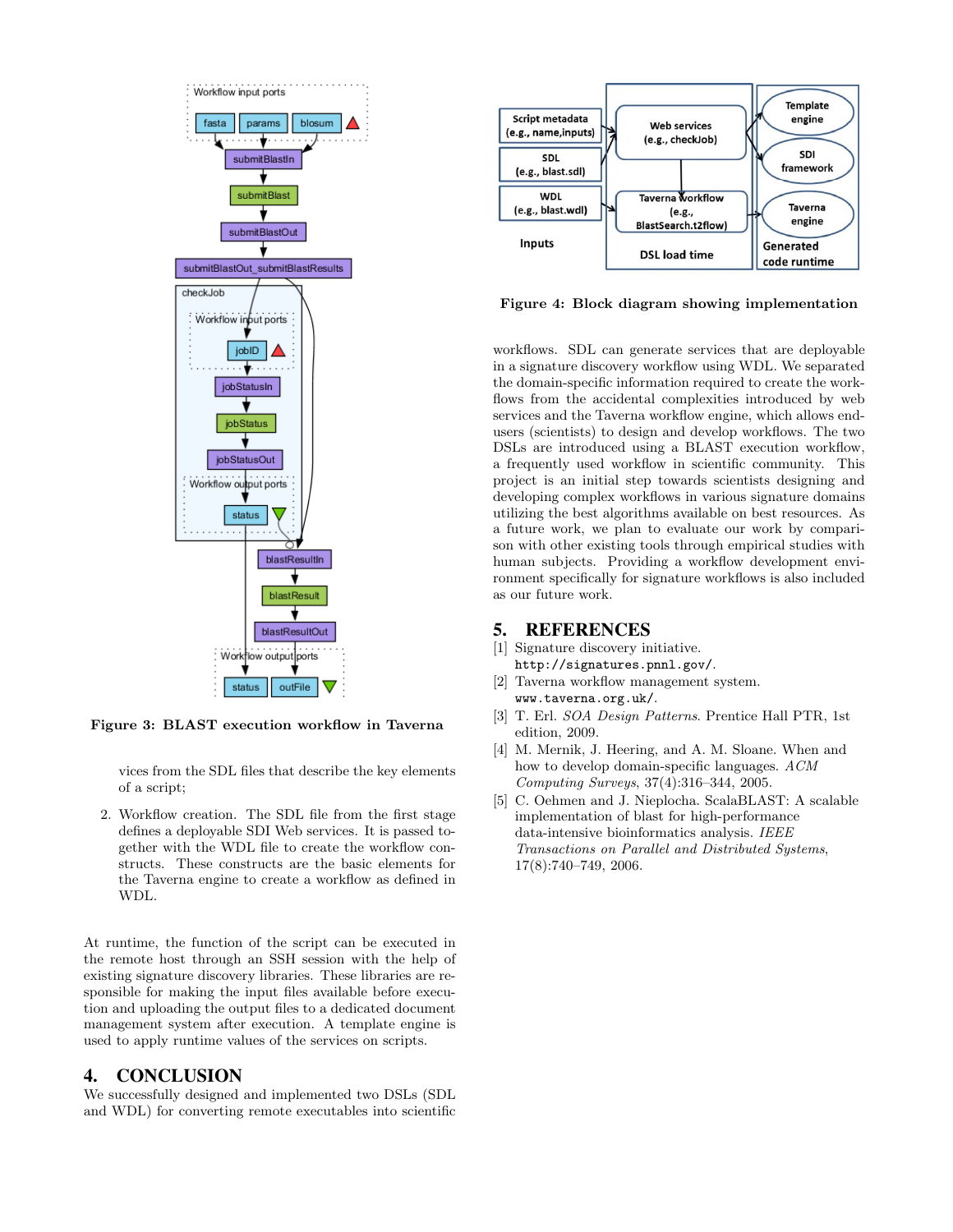Workflow input ports

fasta

params

blosum

submitBlastIn

submitBlast

submitBlastOut

submitBlastOut_submitBlastResults

checkJob

Workflow input ports

jobID

jobStatusIn

jobStatus

jobStatusOut

Workflow output ports

status

blastResultIn

blastResult

blastResultOut

Workflow output ports

status

outFile

**Figure 3: BLAST execution workflow in Taverna**

vices from the SDL files that describe the key elements of a script;

2. Workflow creation. The SDL file from the first stage defines a deployable SDI Web services. It is passed together with the WDL file to create the workflow constructs. These constructs are the basic elements for the Taverna engine to create a workflow as defined in WDL.

At runtime, the function of the script can be executed in the remote host through an SSH session with the help of existing signature discovery libraries. These libraries are responsible for making the input files available before execution and uploading the output files to a dedicated document management system after execution. A template engine is used to apply runtime values of the services on scripts.

## 4. CONCLUSION

We successfully designed and implemented two DSLs (SDL and WDL) for converting remote executables into scientific workflows. SDL can generate services that are deployable in a signature discovery workflow using WDL. We separated the domain-specific information required to create the workflows from the accidental complexities introduced by web services and the Taverna workflow engine, which allows end-users (scientists) to design and develop workflows. The two DSLs are introduced using a BLAST execution workflow, a frequently used workflow in scientific community. This project is an initial step towards scientists designing and developing complex workflows in various signature domains utilizing the best algorithms available on best resources. As a future work, we plan to evaluate our work by comparison with other existing tools through empirical studies with human subjects. Providing a workflow development environment specifically for signature workflows is also included as our future work.

Script metadata (e.g., name,inputs)

SDL (e.g., blast.sdl)

WDL (e.g., blast.wdl)

Inputs

Web services (e.g., checkJob)

Taverna workflow (e.g., BlastSearch.t2flow)

DSL load time

Template engine

SDI framework

Taverna engine

Generated code runtime

**Figure 4: Block diagram showing implementation**

## 5. REFERENCES

[1] Signature discovery initiative. `http://signatures.pnnl.gov/`.

[2] Taverna workflow management system. `www.taverna.org.uk/`.

[3] T. Erl. *SOA Design Patterns*. Prentice Hall PTR, 1st edition, 2009.

[4] M. Mernik, J. Heering, and A. M. Sloane. When and how to develop domain-specific languages. *ACM Computing Surveys*, 37(4):316–344, 2005.

[5] C. Oehmen and J. Nieplocha. ScalaBLAST: A scalable implementation of blast for high-performance data-intensive bioinformatics analysis. *IEEE Transactions on Parallel and Distributed Systems*, 17(8):740–749, 2006.